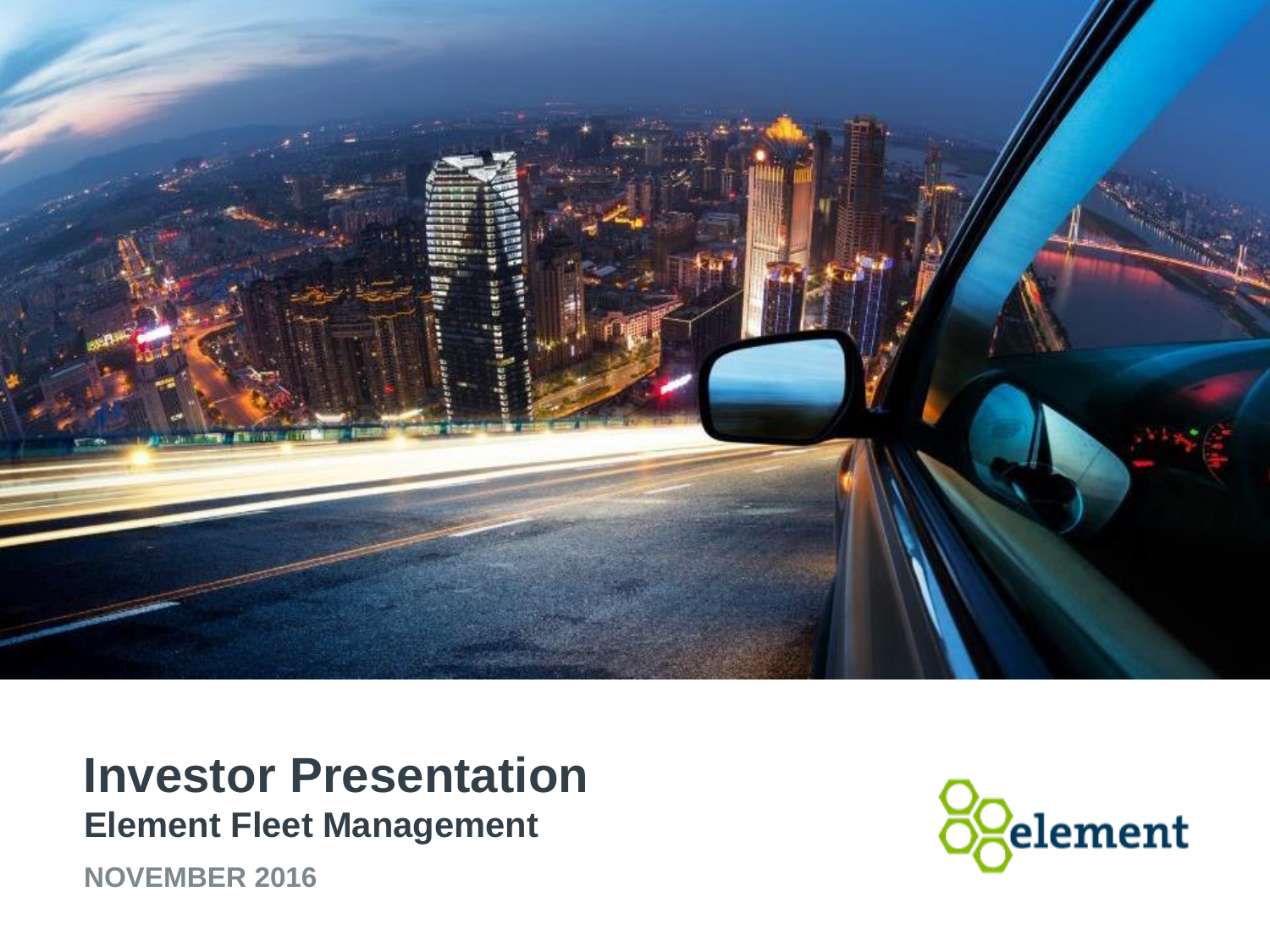# Investor Presentation

## Element Fleet Management

**NOVEMBER 2016**

element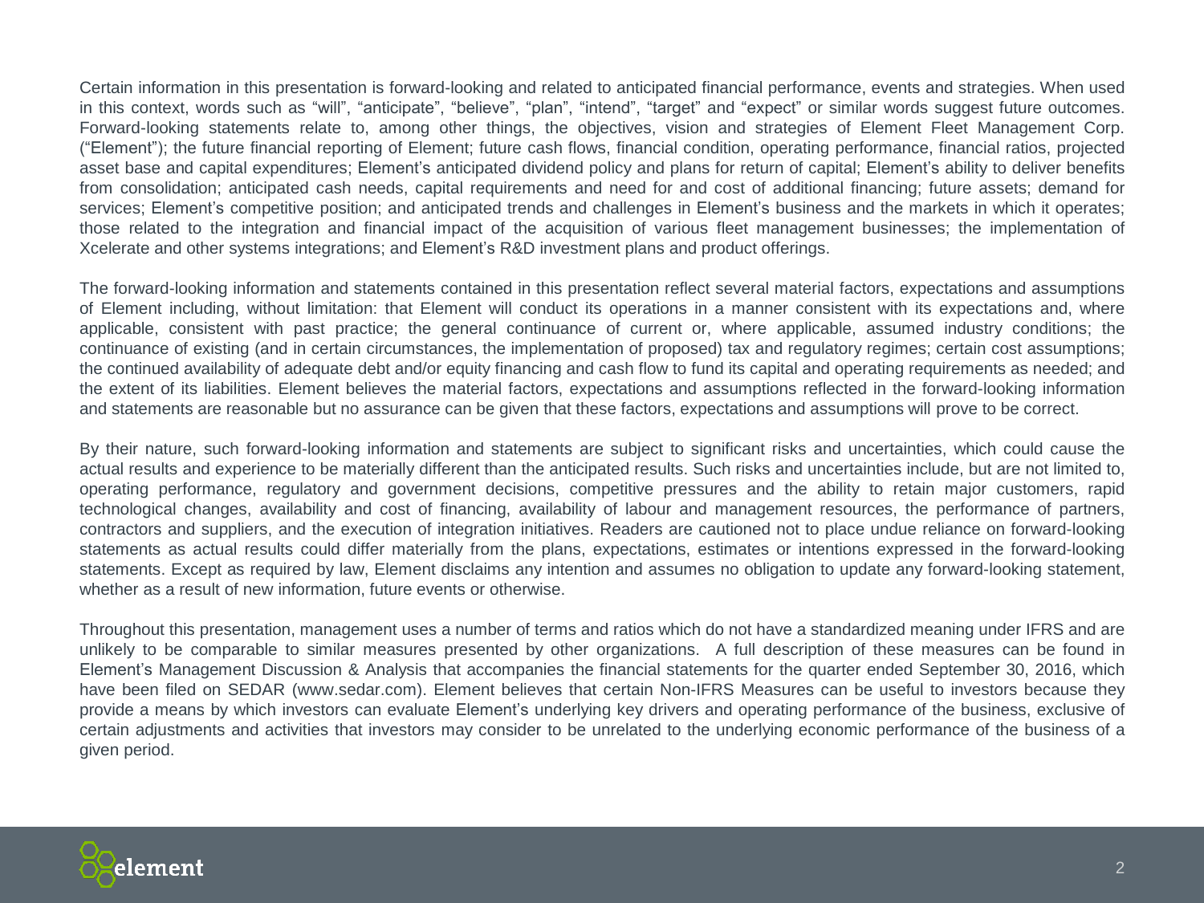Certain information in this presentation is forward-looking and related to anticipated financial performance, events and strategies. When used in this context, words such as "will", "anticipate", "believe", "plan", "intend", "target" and "expect" or similar words suggest future outcomes. Forward-looking statements relate to, among other things, the objectives, vision and strategies of Element Fleet Management Corp. ("Element"); the future financial reporting of Element; future cash flows, financial condition, operating performance, financial ratios, projected asset base and capital expenditures; Element's anticipated dividend policy and plans for return of capital; Element's ability to deliver benefits from consolidation; anticipated cash needs, capital requirements and need for and cost of additional financing; future assets; demand for services; Element's competitive position; and anticipated trends and challenges in Element's business and the markets in which it operates; those related to the integration and financial impact of the acquisition of various fleet management businesses; the implementation of Xcelerate and other systems integrations; and Element's R&D investment plans and product offerings.

The forward-looking information and statements contained in this presentation reflect several material factors, expectations and assumptions of Element including, without limitation: that Element will conduct its operations in a manner consistent with its expectations and, where applicable, consistent with past practice; the general continuance of current or, where applicable, assumed industry conditions; the continuance of existing (and in certain circumstances, the implementation of proposed) tax and regulatory regimes; certain cost assumptions; the continued availability of adequate debt and/or equity financing and cash flow to fund its capital and operating requirements as needed; and the extent of its liabilities. Element believes the material factors, expectations and assumptions reflected in the forward-looking information and statements are reasonable but no assurance can be given that these factors, expectations and assumptions will prove to be correct.

By their nature, such forward-looking information and statements are subject to significant risks and uncertainties, which could cause the actual results and experience to be materially different than the anticipated results. Such risks and uncertainties include, but are not limited to, operating performance, regulatory and government decisions, competitive pressures and the ability to retain major customers, rapid technological changes, availability and cost of financing, availability of labour and management resources, the performance of partners, contractors and suppliers, and the execution of integration initiatives. Readers are cautioned not to place undue reliance on forward-looking statements as actual results could differ materially from the plans, expectations, estimates or intentions expressed in the forward-looking statements. Except as required by law, Element disclaims any intention and assumes no obligation to update any forward-looking statement, whether as a result of new information, future events or otherwise.

Throughout this presentation, management uses a number of terms and ratios which do not have a standardized meaning under IFRS and are unlikely to be comparable to similar measures presented by other organizations. A full description of these measures can be found in Element's Management Discussion & Analysis that accompanies the financial statements for the quarter ended September 30, 2016, which have been filed on SEDAR (www.sedar.com). Element believes that certain Non-IFRS Measures can be useful to investors because they provide a means by which investors can evaluate Element's underlying key drivers and operating performance of the business, exclusive of certain adjustments and activities that investors may consider to be unrelated to the underlying economic performance of the business of a given period.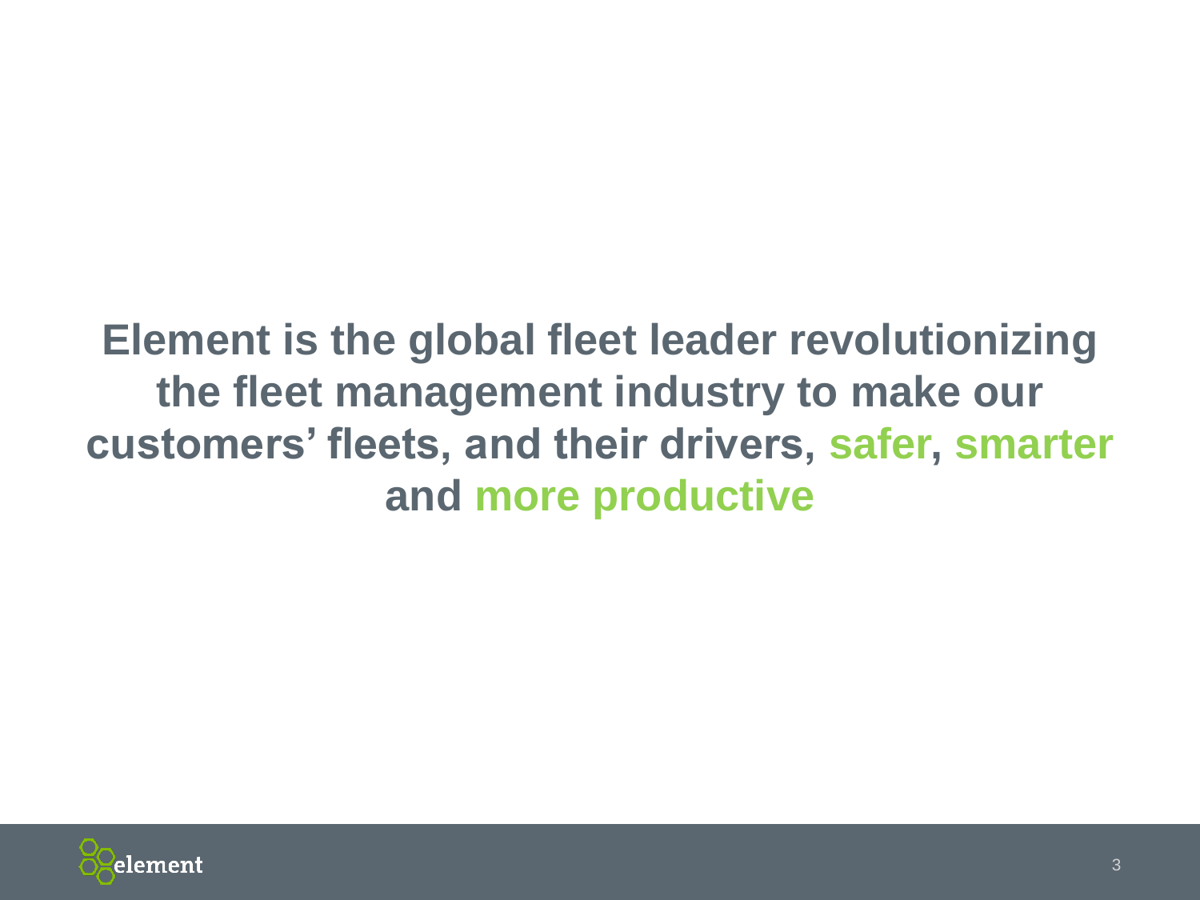**Element is the global fleet leader revolutionizing the fleet management industry to make our customers' fleets, and their drivers, safer, smarter and more productive**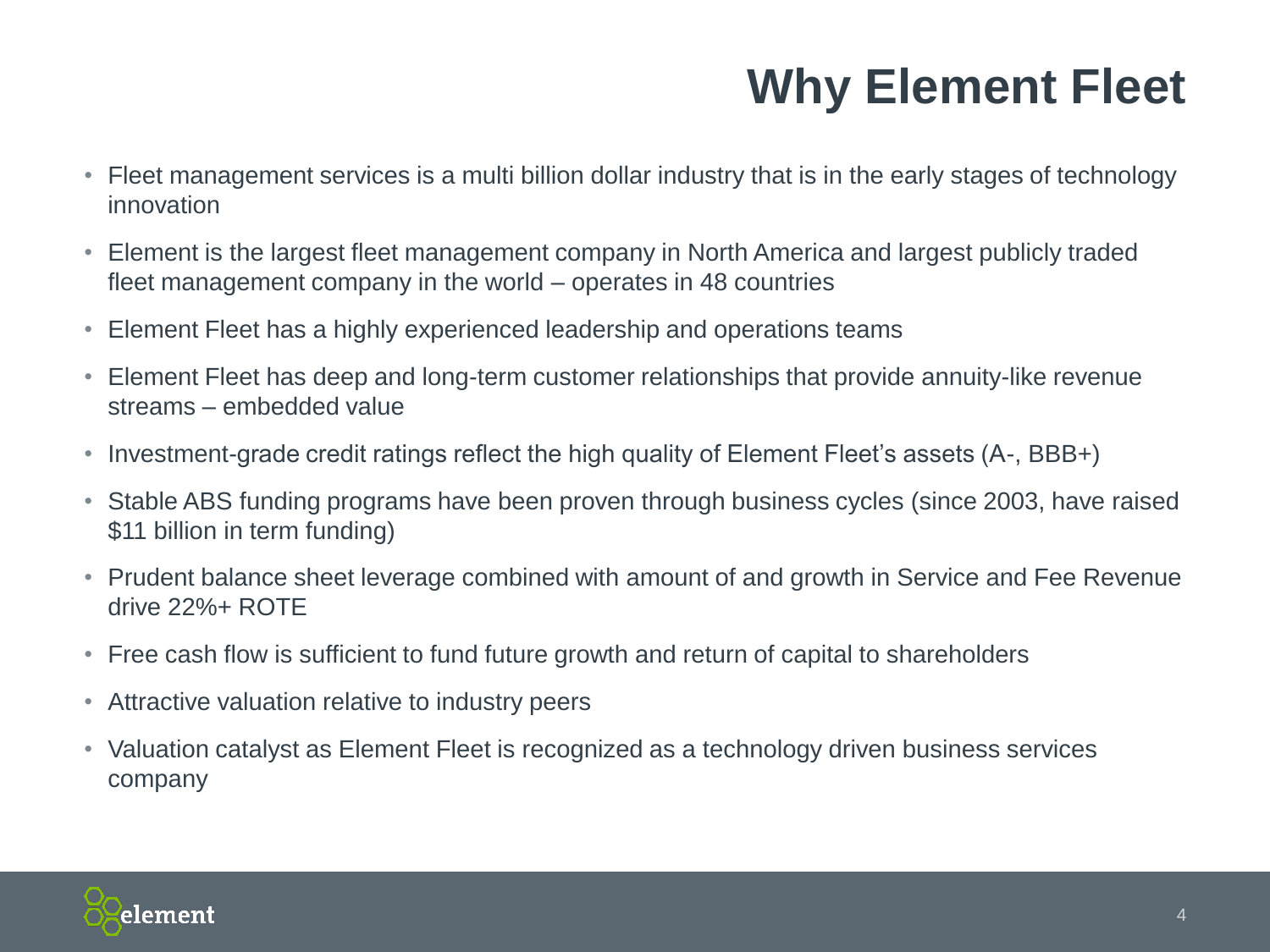# Why Element Fleet

- Fleet management services is a multi billion dollar industry that is in the early stages of technology innovation
- Element is the largest fleet management company in North America and largest publicly traded fleet management company in the world – operates in 48 countries
- Element Fleet has a highly experienced leadership and operations teams
- Element Fleet has deep and long-term customer relationships that provide annuity-like revenue streams – embedded value
- Investment-grade credit ratings reflect the high quality of Element Fleet's assets (A-, BBB+)
- Stable ABS funding programs have been proven through business cycles (since 2003, have raised $11 billion in term funding)
- Prudent balance sheet leverage combined with amount of and growth in Service and Fee Revenue drive 22%+ ROTE
- Free cash flow is sufficient to fund future growth and return of capital to shareholders
- Attractive valuation relative to industry peers
- Valuation catalyst as Element Fleet is recognized as a technology driven business services company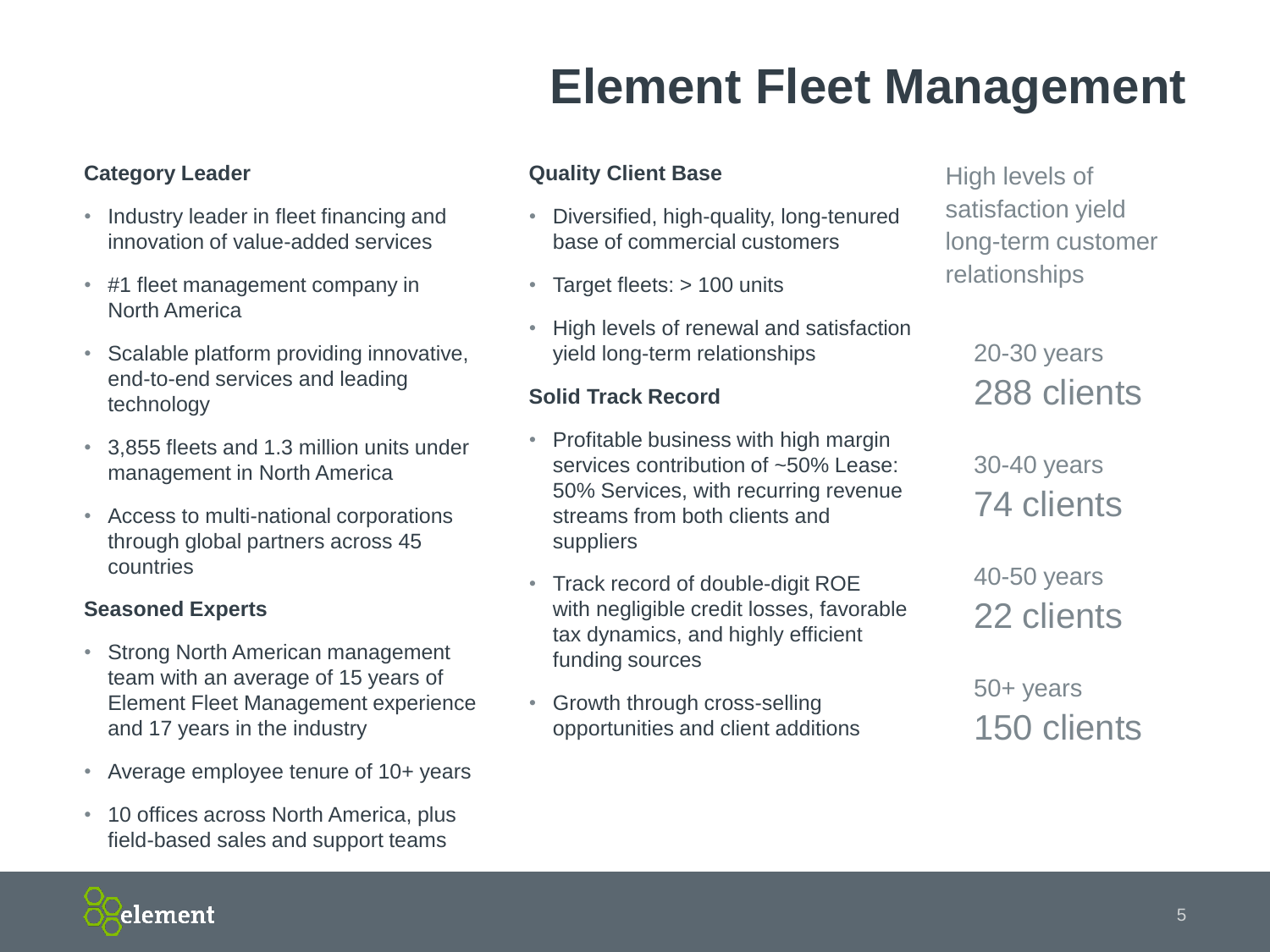# Element Fleet Management

### Category Leader

- Industry leader in fleet financing and innovation of value-added services
- #1 fleet management company in North America
- Scalable platform providing innovative, end-to-end services and leading technology
- 3,855 fleets and 1.3 million units under management in North America
- Access to multi-national corporations through global partners across 45 countries

### Seasoned Experts

- Strong North American management team with an average of 15 years of Element Fleet Management experience and 17 years in the industry
- Average employee tenure of 10+ years
- 10 offices across North America, plus field-based sales and support teams

### Quality Client Base

- Diversified, high-quality, long-tenured base of commercial customers
- Target fleets: > 100 units
- High levels of renewal and satisfaction yield long-term relationships

### Solid Track Record

- Profitable business with high margin services contribution of ~50% Lease: 50% Services, with recurring revenue streams from both clients and suppliers
- Track record of double-digit ROE with negligible credit losses, favorable tax dynamics, and highly efficient funding sources
- Growth through cross-selling opportunities and client additions

High levels of satisfaction yield long-term customer relationships

20-30 years
288 clients

30-40 years
74 clients

40-50 years
22 clients

50+ years
150 clients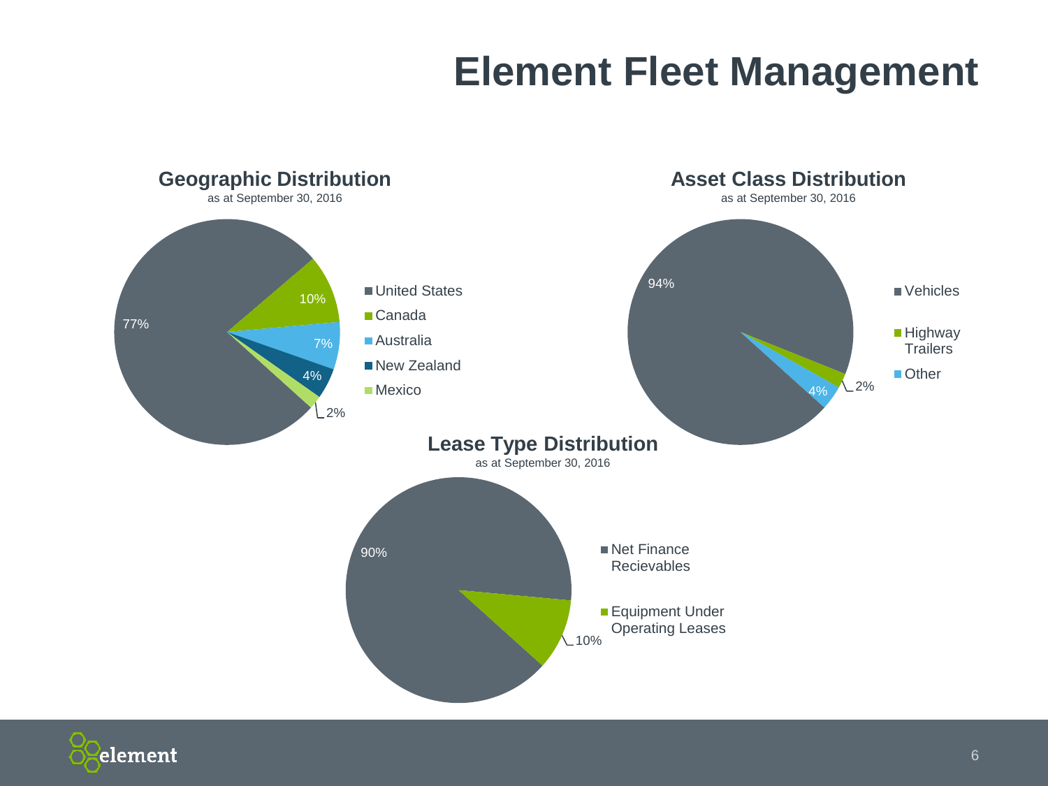# Element Fleet Management

## Geographic Distribution

as at September 30, 2016

| Region | % |
|---|---|
| United States | 77% |
| Canada | 10% |
| Australia | 7% |
| New Zealand | 4% |
| Mexico | 2% |

## Asset Class Distribution

as at September 30, 2016

| Asset Class | % |
|---|---|
| Vehicles | 94% |
| Highway Trailers | 2% |
| Other | 4% |

## Lease Type Distribution

as at September 30, 2016

| Lease Type | % |
|---|---|
| Net Finance Recievables | 90% |
| Equipment Under Operating Leases | 10% |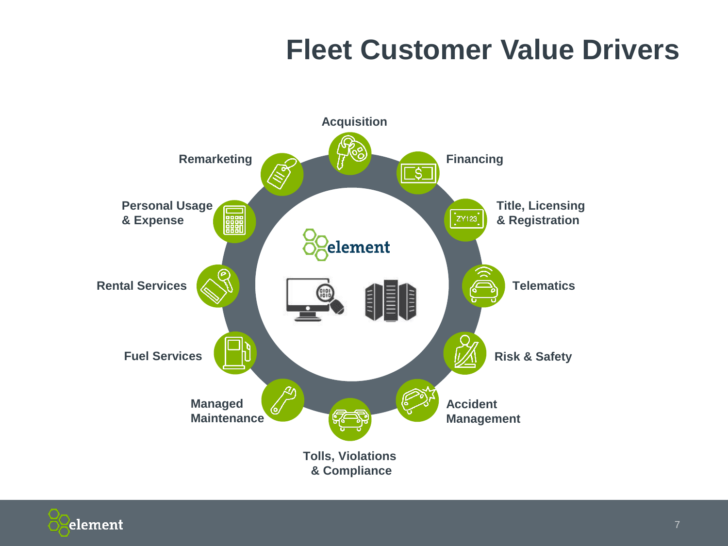# Fleet Customer Value Drivers

- Acquisition
- Financing
- Title, Licensing & Registration
- Telematics
- Risk & Safety
- Accident Management
- Tolls, Violations & Compliance
- Managed Maintenance
- Fuel Services
- Rental Services
- Personal Usage & Expense
- Remarketing

element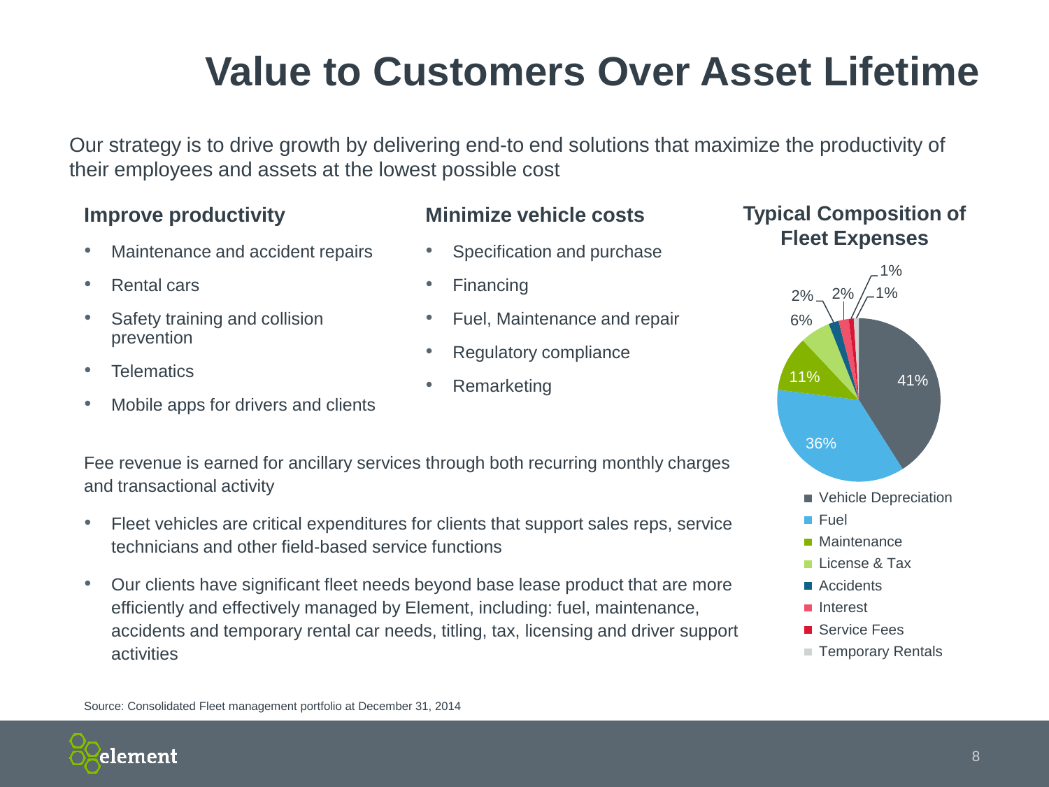# Value to Customers Over Asset Lifetime

Our strategy is to drive growth by delivering end-to end solutions that maximize the productivity of their employees and assets at the lowest possible cost

### Improve productivity

- Maintenance and accident repairs
- Rental cars
- Safety training and collision prevention
- Telematics
- Mobile apps for drivers and clients

### Minimize vehicle costs

- Specification and purchase
- Financing
- Fuel, Maintenance and repair
- Regulatory compliance
- Remarketing

Fee revenue is earned for ancillary services through both recurring monthly charges and transactional activity

- Fleet vehicles are critical expenditures for clients that support sales reps, service technicians and other field-based service functions
- Our clients have significant fleet needs beyond base lease product that are more efficiently and effectively managed by Element, including: fuel, maintenance, accidents and temporary rental car needs, titling, tax, licensing and driver support activities

### Typical Composition of Fleet Expenses

| Category | Share |
|---|---|
| Vehicle Depreciation | 41% |
| Fuel | 36% |
| Maintenance | 11% |
| License & Tax | 6% |
| Accidents | 2% |
| Interest | 2% |
| Service Fees | 1% |
| Temporary Rentals | 1% |

Source: Consolidated Fleet management portfolio at December 31, 2014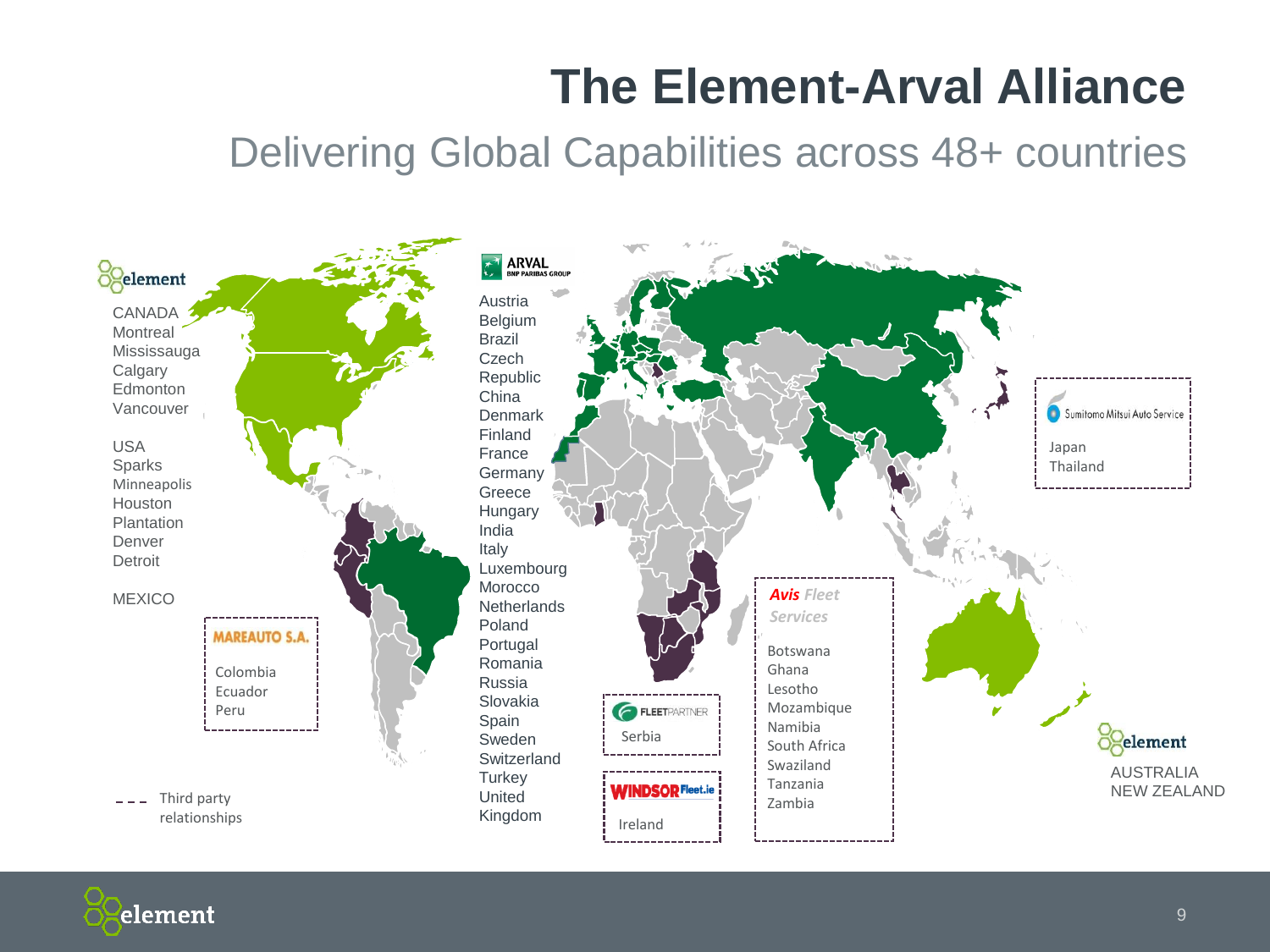# The Element-Arval Alliance

## Delivering Global Capabilities across 48+ countries

**element**

CANADA
Montreal
Mississauga
Calgary
Edmonton
Vancouver

USA
Sparks
Minneapolis
Houston
Plantation
Denver
Detroit

MEXICO

**MAREAUTO S.A.**

Colombia
Ecuador
Peru

--- Third party relationships

**ARVAL** BNP PARIBAS GROUP

Austria
Belgium
Brazil
Czech Republic
China
Denmark
Finland
France
Germany
Greece
Hungary
India
Italy
Luxembourg
Morocco
Netherlands
Poland
Portugal
Romania
Russia
Slovakia
Spain
Sweden
Switzerland
Turkey
United Kingdom

**FLEETPARTNER**

Serbia

**WINDSOR Fleet.ie**

Ireland

***Avis Fleet Services***

Botswana
Ghana
Lesotho
Mozambique
Namibia
South Africa
Swaziland
Tanzania
Zambia

**Sumitomo Mitsui Auto Service**

Japan
Thailand

**element**

AUSTRALIA
NEW ZEALAND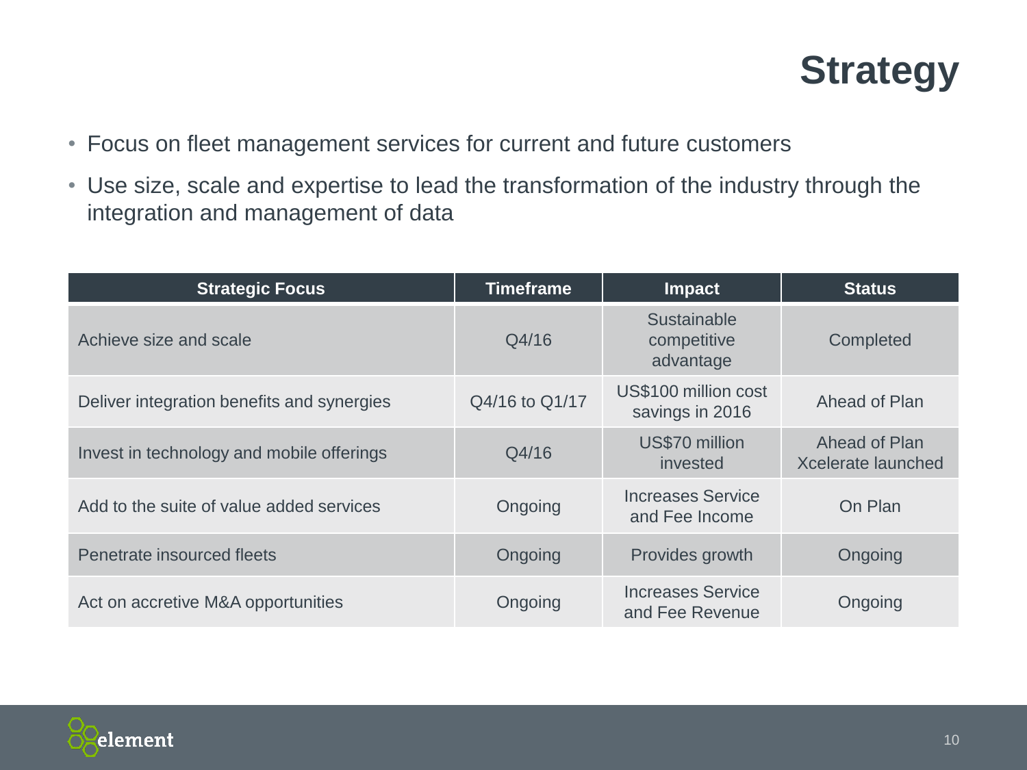# Strategy

- Focus on fleet management services for current and future customers
- Use size, scale and expertise to lead the transformation of the industry through the integration and management of data

| Strategic Focus | Timeframe | Impact | Status |
| --- | --- | --- | --- |
| Achieve size and scale | Q4/16 | Sustainable competitive advantage | Completed |
| Deliver integration benefits and synergies | Q4/16 to Q1/17 | US$100 million cost savings in 2016 | Ahead of Plan |
| Invest in technology and mobile offerings | Q4/16 | US$70 million invested | Ahead of Plan Xcelerate launched |
| Add to the suite of value added services | Ongoing | Increases Service and Fee Income | On Plan |
| Penetrate insourced fleets | Ongoing | Provides growth | Ongoing |
| Act on accretive M&A opportunities | Ongoing | Increases Service and Fee Revenue | Ongoing |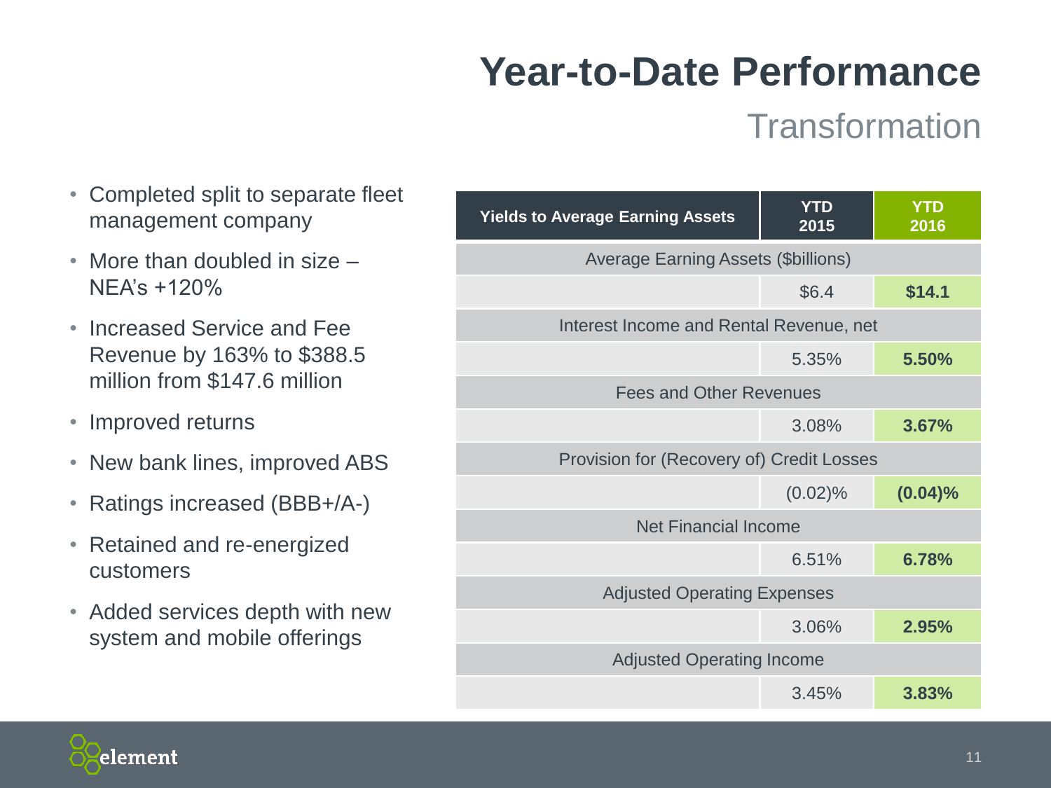# Year-to-Date Performance

## Transformation

- Completed split to separate fleet management company
- More than doubled in size – NEA's +120%
- Increased Service and Fee Revenue by 163% to $388.5 million from $147.6 million
- Improved returns
- New bank lines, improved ABS
- Ratings increased (BBB+/A-)
- Retained and re-energized customers
- Added services depth with new system and mobile offerings

| Yields to Average Earning Assets | YTD 2015 | YTD 2016 |
|---|---|---|
| **Average Earning Assets ($billions)** | | |
| | $6.4 | **$14.1** |
| **Interest Income and Rental Revenue, net** | | |
| | 5.35% | **5.50%** |
| **Fees and Other Revenues** | | |
| | 3.08% | **3.67%** |
| **Provision for (Recovery of) Credit Losses** | | |
| | (0.02)% | **(0.04)%** |
| **Net Financial Income** | | |
| | 6.51% | **6.78%** |
| **Adjusted Operating Expenses** | | |
| | 3.06% | **2.95%** |
| **Adjusted Operating Income** | | |
| | 3.45% | **3.83%** |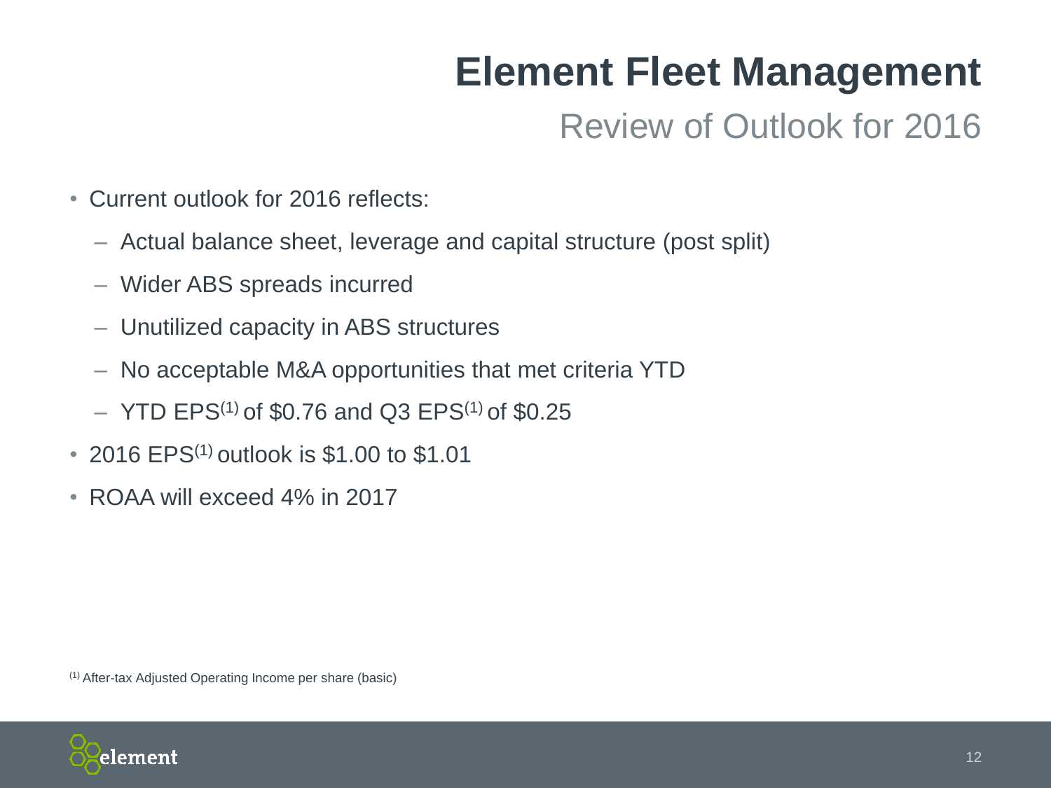# Element Fleet Management

## Review of Outlook for 2016

- Current outlook for 2016 reflects:
  - Actual balance sheet, leverage and capital structure (post split)
  - Wider ABS spreads incurred
  - Unutilized capacity in ABS structures
  - No acceptable M&A opportunities that met criteria YTD
  - YTD EPS[1] of $0.76 and Q3 EPS[1] of $0.25
- 2016 EPS[1] outlook is $1.00 to $1.01
- ROAA will exceed 4% in 2017

[1] After-tax Adjusted Operating Income per share (basic)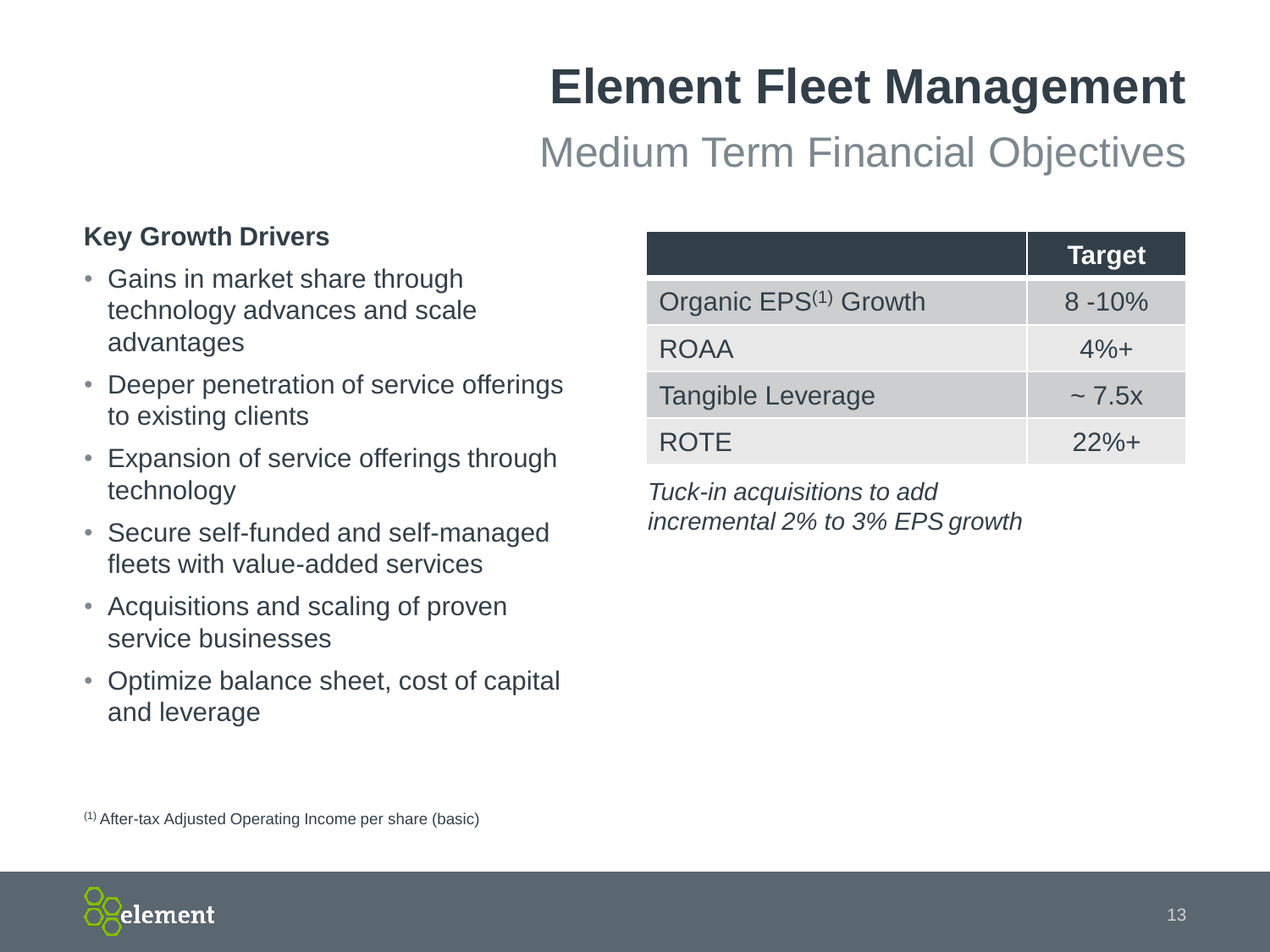# Element Fleet Management

## Medium Term Financial Objectives

### Key Growth Drivers

- Gains in market share through technology advances and scale advantages
- Deeper penetration of service offerings to existing clients
- Expansion of service offerings through technology
- Secure self-funded and self-managed fleets with value-added services
- Acquisitions and scaling of proven service businesses
- Optimize balance sheet, cost of capital and leverage

| | Target |
|---|---|
| Organic EPS[1] Growth | 8 -10% |
| ROAA | 4%+ |
| Tangible Leverage | ~ 7.5x |
| ROTE | 22%+ |

*Tuck-in acquisitions to add incremental 2% to 3% EPS growth*

[1] After-tax Adjusted Operating Income per share (basic)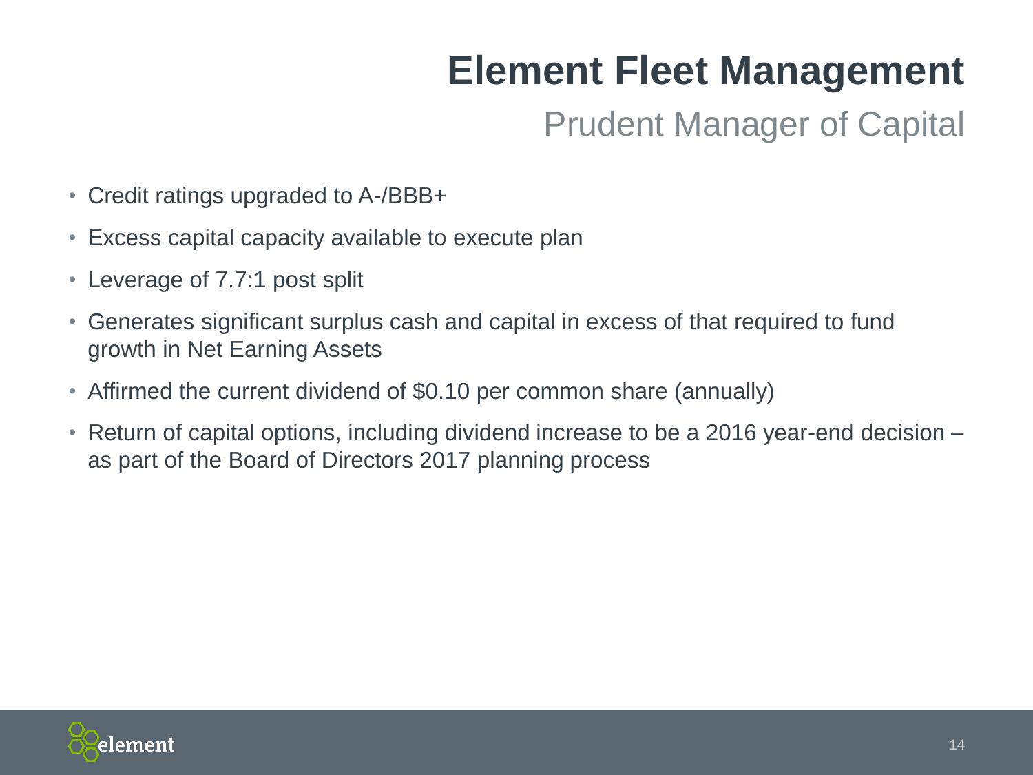# Element Fleet Management

## Prudent Manager of Capital

- Credit ratings upgraded to A-/BBB+
- Excess capital capacity available to execute plan
- Leverage of 7.7:1 post split
- Generates significant surplus cash and capital in excess of that required to fund growth in Net Earning Assets
- Affirmed the current dividend of $0.10 per common share (annually)
- Return of capital options, including dividend increase to be a 2016 year-end decision – as part of the Board of Directors 2017 planning process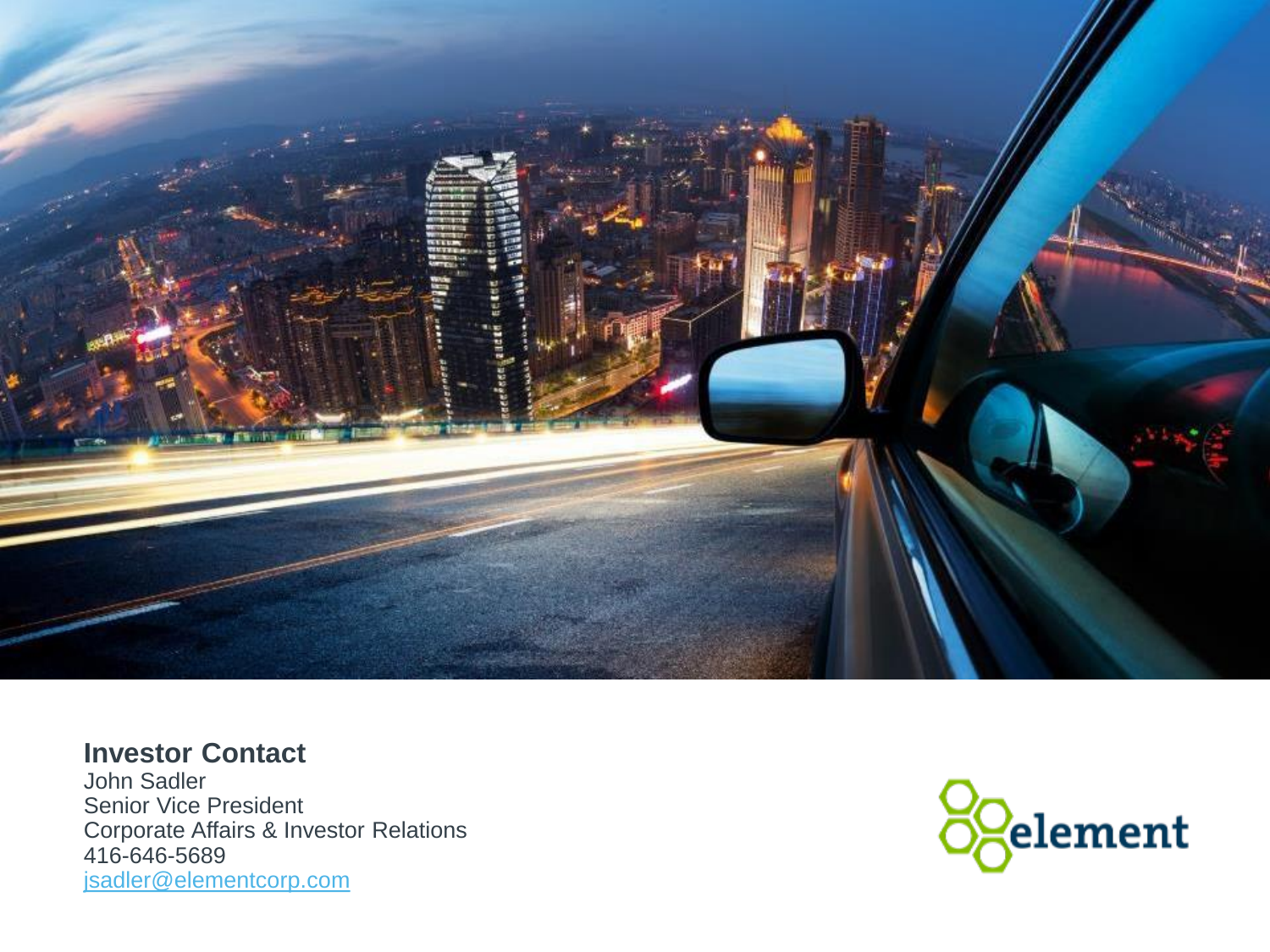**Investor Contact**

John Sadler
Senior Vice President
Corporate Affairs & Investor Relations
416-646-5689
jsadler@elementcorp.com

element